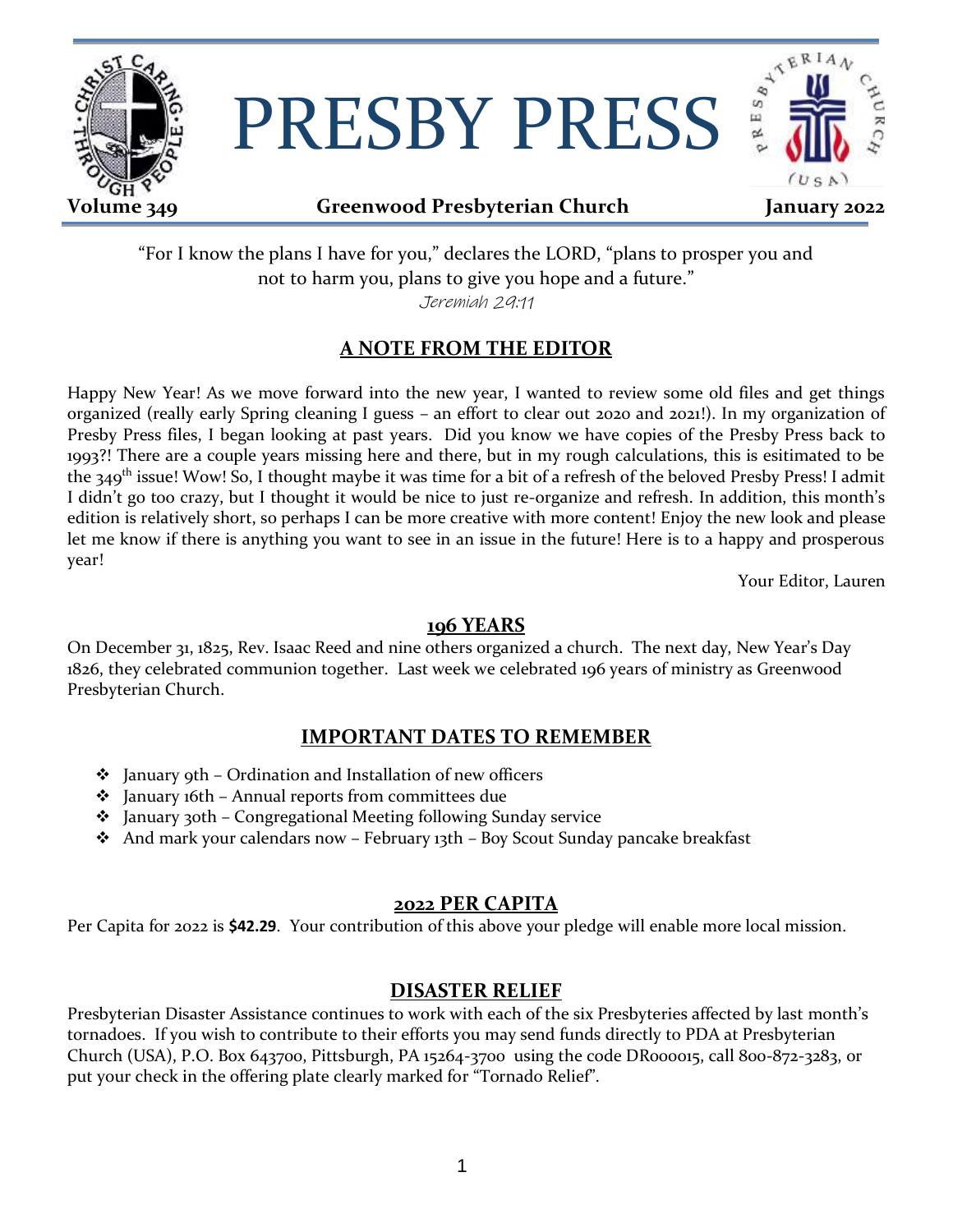# PRESBY PRESS

**Volume 349** **Greenwood Presbyterian Church** **January 2022**

"For I know the plans I have for you," declares the LORD, "plans to prosper you and not to harm you, plans to give you hope and a future."
*Jeremiah 29:11*

## A NOTE FROM THE EDITOR

Happy New Year! As we move forward into the new year, I wanted to review some old files and get things organized (really early Spring cleaning I guess – an effort to clear out 2020 and 2021!). In my organization of Presby Press files, I began looking at past years. Did you know we have copies of the Presby Press back to 1993?! There are a couple years missing here and there, but in my rough calculations, this is esitimated to be the 349th issue! Wow! So, I thought maybe it was time for a bit of a refresh of the beloved Presby Press! I admit I didn't go too crazy, but I thought it would be nice to just re-organize and refresh. In addition, this month's edition is relatively short, so perhaps I can be more creative with more content! Enjoy the new look and please let me know if there is anything you want to see in an issue in the future! Here is to a happy and prosperous year!

Your Editor, Lauren

## 196 YEARS

On December 31, 1825, Rev. Isaac Reed and nine others organized a church. The next day, New Year's Day 1826, they celebrated communion together. Last week we celebrated 196 years of ministry as Greenwood Presbyterian Church.

## IMPORTANT DATES TO REMEMBER

- January 9th – Ordination and Installation of new officers
- January 16th – Annual reports from committees due
- January 30th – Congregational Meeting following Sunday service
- And mark your calendars now – February 13th – Boy Scout Sunday pancake breakfast

## 2022 PER CAPITA

Per Capita for 2022 is **$42.29**. Your contribution of this above your pledge will enable more local mission.

## DISASTER RELIEF

Presbyterian Disaster Assistance continues to work with each of the six Presbyteries affected by last month's tornadoes. If you wish to contribute to their efforts you may send funds directly to PDA at Presbyterian Church (USA), P.O. Box 643700, Pittsburgh, PA 15264-3700 using the code DR000015, call 800-872-3283, or put your check in the offering plate clearly marked for "Tornado Relief".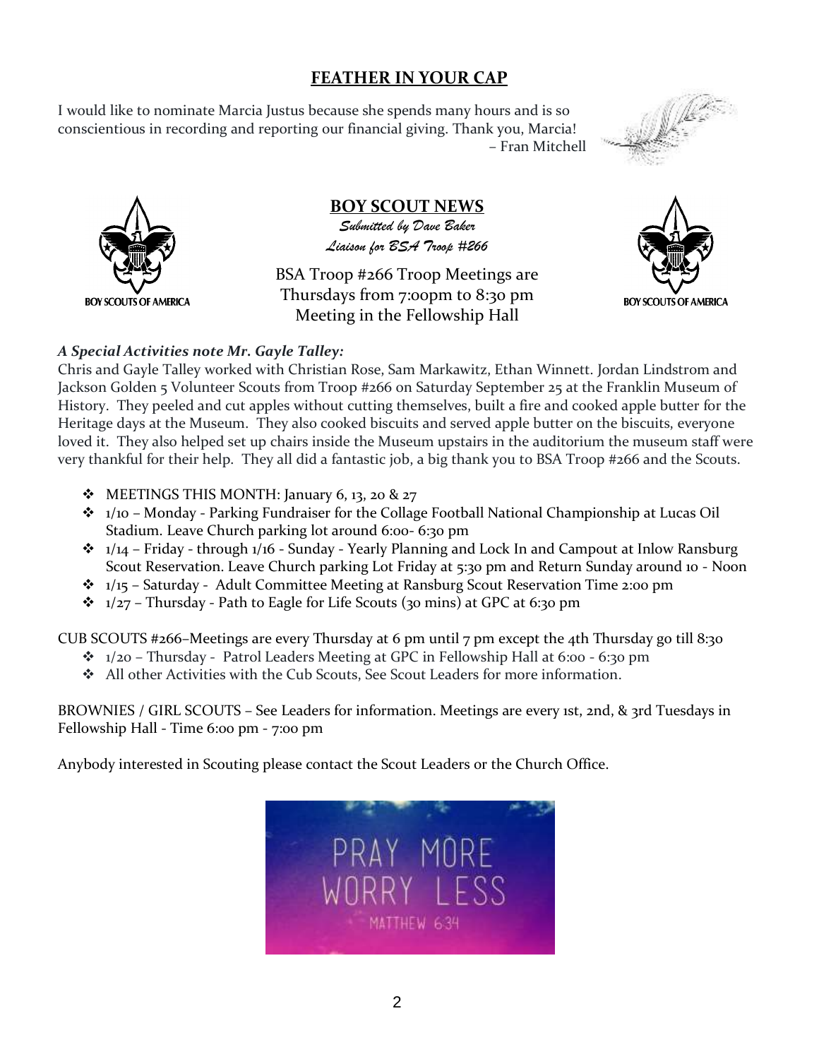## FEATHER IN YOUR CAP

I would like to nominate Marcia Justus because she spends many hours and is so conscientious in recording and reporting our financial giving. Thank you, Marcia!

– Fran Mitchell

## BOY SCOUT NEWS

*Submitted by Dave Baker*
*Liaison for BSA Troop #266*

BSA Troop #266 Troop Meetings are Thursdays from 7:00pm to 8:30 pm Meeting in the Fellowship Hall

***A Special Activities note Mr. Gayle Talley:***

Chris and Gayle Talley worked with Christian Rose, Sam Markawitz, Ethan Winnett. Jordan Lindstrom and Jackson Golden 5 Volunteer Scouts from Troop #266 on Saturday September 25 at the Franklin Museum of History. They peeled and cut apples without cutting themselves, built a fire and cooked apple butter for the Heritage days at the Museum. They also cooked biscuits and served apple butter on the biscuits, everyone loved it. They also helped set up chairs inside the Museum upstairs in the auditorium the museum staff were very thankful for their help. They all did a fantastic job, a big thank you to BSA Troop #266 and the Scouts.

- MEETINGS THIS MONTH: January 6, 13, 20 & 27
- 1/10 – Monday - Parking Fundraiser for the Collage Football National Championship at Lucas Oil Stadium. Leave Church parking lot around 6:00- 6:30 pm
- 1/14 – Friday - through 1/16 - Sunday - Yearly Planning and Lock In and Campout at Inlow Ransburg Scout Reservation. Leave Church parking Lot Friday at 5:30 pm and Return Sunday around 10 - Noon
- 1/15 – Saturday - Adult Committee Meeting at Ransburg Scout Reservation Time 2:00 pm
- 1/27 – Thursday - Path to Eagle for Life Scouts (30 mins) at GPC at 6:30 pm

CUB SCOUTS #266–Meetings are every Thursday at 6 pm until 7 pm except the 4th Thursday go till 8:30

- 1/20 – Thursday - Patrol Leaders Meeting at GPC in Fellowship Hall at 6:00 - 6:30 pm
- All other Activities with the Cub Scouts, See Scout Leaders for more information.

BROWNIES / GIRL SCOUTS – See Leaders for information. Meetings are every 1st, 2nd, & 3rd Tuesdays in Fellowship Hall - Time 6:00 pm - 7:00 pm

Anybody interested in Scouting please contact the Scout Leaders or the Church Office.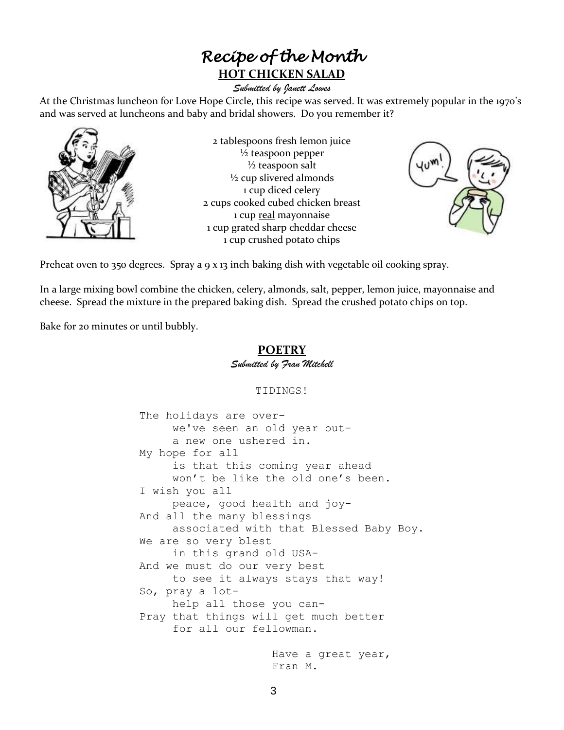# *Recipe of the Month*

## HOT CHICKEN SALAD

*Submitted by Janett Lowes*

At the Christmas luncheon for Love Hope Circle, this recipe was served. It was extremely popular in the 1970's and was served at luncheons and baby and bridal showers. Do you remember it?

2 tablespoons fresh lemon juice
½ teaspoon pepper
½ teaspoon salt
½ cup slivered almonds
1 cup diced celery
2 cups cooked cubed chicken breast
1 cup real mayonnaise
1 cup grated sharp cheddar cheese
1 cup crushed potato chips

Preheat oven to 350 degrees. Spray a 9 x 13 inch baking dish with vegetable oil cooking spray.

In a large mixing bowl combine the chicken, celery, almonds, salt, pepper, lemon juice, mayonnaise and cheese. Spread the mixture in the prepared baking dish. Spread the crushed potato chips on top.

Bake for 20 minutes or until bubbly.

## POETRY

*Submitted by Fran Mitchell*

TIDINGS!

The holidays are over–
  we've seen an old year out-
  a new one ushered in.
My hope for all
  is that this coming year ahead
  won't be like the old one's been.
I wish you all
  peace, good health and joy-
And all the many blessings
  associated with that Blessed Baby Boy.
We are so very blest
  in this grand old USA-
And we must do our very best
  to see it always stays that way!
So, pray a lot-
  help all those you can-
Pray that things will get much better
  for all our fellowman.

Have a great year,
Fran M.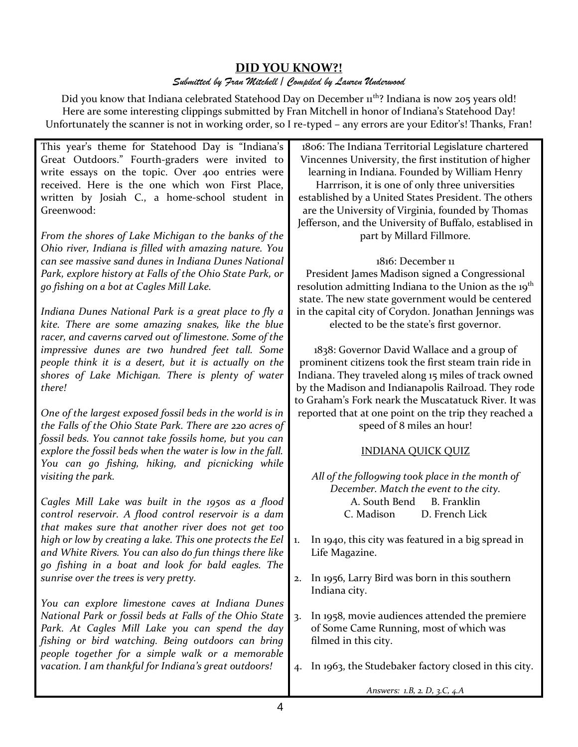## DID YOU KNOW?!

*Submitted by Fran Mitchell / Compiled by Lauren Underwood*

Did you know that Indiana celebrated Statehood Day on December 11th? Indiana is now 205 years old! Here are some interesting clippings submitted by Fran Mitchell in honor of Indiana's Statehood Day! Unfortunately the scanner is not in working order, so I re-typed – any errors are your Editor's! Thanks, Fran!

This year's theme for Statehood Day is "Indiana's Great Outdoors." Fourth-graders were invited to write essays on the topic. Over 400 entries were received. Here is the one which won First Place, written by Josiah C., a home-school student in Greenwood:

*From the shores of Lake Michigan to the banks of the Ohio river, Indiana is filled with amazing nature. You can see massive sand dunes in Indiana Dunes National Park, explore history at Falls of the Ohio State Park, or go fishing on a bot at Cagles Mill Lake.*

*Indiana Dunes National Park is a great place to fly a kite. There are some amazing snakes, like the blue racer, and caverns carved out of limestone. Some of the impressive dunes are two hundred feet tall. Some people think it is a desert, but it is actually on the shores of Lake Michigan. There is plenty of water there!*

*One of the largest exposed fossil beds in the world is in the Falls of the Ohio State Park. There are 220 acres of fossil beds. You cannot take fossils home, but you can explore the fossil beds when the water is low in the fall. You can go fishing, hiking, and picnicking while visiting the park.*

*Cagles Mill Lake was built in the 1950s as a flood control reservoir. A flood control reservoir is a dam that makes sure that another river does not get too high or low by creating a lake. This one protects the Eel and White Rivers. You can also do fun things there like go fishing in a boat and look for bald eagles. The sunrise over the trees is very pretty.*

*You can explore limestone caves at Indiana Dunes National Park or fossil beds at Falls of the Ohio State Park. At Cagles Mill Lake you can spend the day fishing or bird watching. Being outdoors can bring people together for a simple walk or a memorable vacation. I am thankful for Indiana's great outdoors!*

1806: The Indiana Territorial Legislature chartered Vincennes University, the first institution of higher learning in Indiana. Founded by William Henry Harrrison, it is one of only three universities established by a United States President. The others are the University of Virginia, founded by Thomas Jefferson, and the University of Buffalo, establised in part by Millard Fillmore.

1816: December 11
President James Madison signed a Congressional resolution admitting Indiana to the Union as the 19th state. The new state government would be centered in the capital city of Corydon. Jonathan Jennings was elected to be the state's first governor.

1838: Governor David Wallace and a group of prominent citizens took the first steam train ride in Indiana. They traveled along 15 miles of track owned by the Madison and Indianapolis Railroad. They rode to Graham's Fork neark the Muscatatuck River. It was reported that at one point on the trip they reached a speed of 8 miles an hour!

### INDIANA QUICK QUIZ

*All of the follo9wing took place in the month of December. Match the event to the city.*

A. South Bend B. Franklin
C. Madison D. French Lick

1. In 1940, this city was featured in a big spread in Life Magazine.
2. In 1956, Larry Bird was born in this southern Indiana city.
3. In 1958, movie audiences attended the premiere of Some Came Running, most of which was filmed in this city.
4. In 1963, the Studebaker factory closed in this city.

*Answers: 1.B, 2. D, 3.C, 4.A*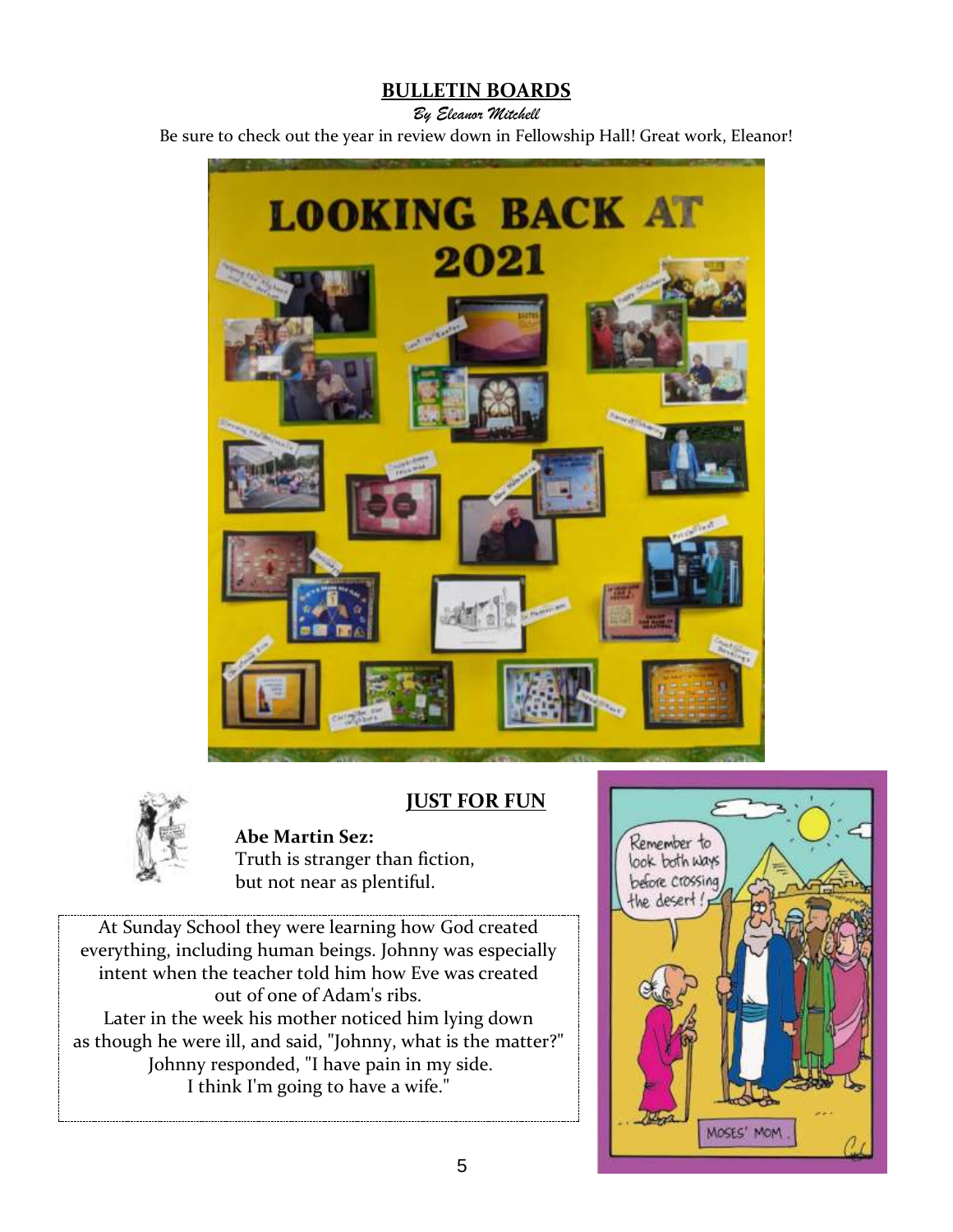## BULLETIN BOARDS

*By Eleanor Mitchell*

Be sure to check out the year in review down in Fellowship Hall! Great work, Eleanor!

## JUST FOR FUN

**Abe Martin Sez:**
Truth is stranger than fiction,
but not near as plentiful.

At Sunday School they were learning how God created everything, including human beings. Johnny was especially intent when the teacher told him how Eve was created out of one of Adam's ribs.

Later in the week his mother noticed him lying down as though he were ill, and said, "Johnny, what is the matter?"
Johnny responded, "I have pain in my side.
I think I'm going to have a wife."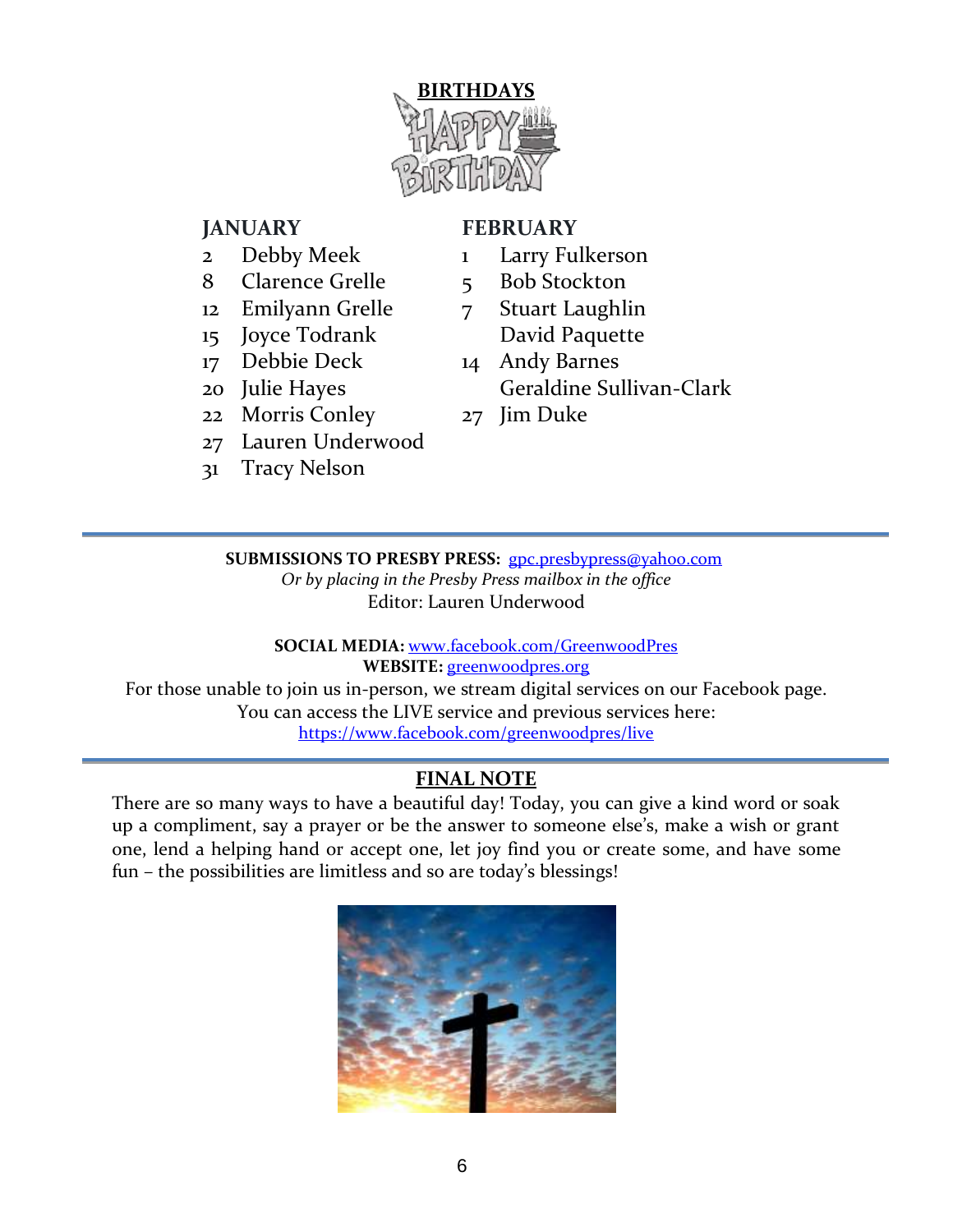## BIRTHDAYS

### JANUARY

2 Debby Meek
8 Clarence Grelle
12 Emilyann Grelle
15 Joyce Todrank
17 Debbie Deck
20 Julie Hayes
22 Morris Conley
27 Lauren Underwood
31 Tracy Nelson

### FEBRUARY

1 Larry Fulkerson
5 Bob Stockton
7 Stuart Laughlin
  David Paquette
14 Andy Barnes
  Geraldine Sullivan-Clark
27 Jim Duke

---

**SUBMISSIONS TO PRESBY PRESS:** gpc.presbypress@yahoo.com
*Or by placing in the Presby Press mailbox in the office*
Editor: Lauren Underwood

**SOCIAL MEDIA:** www.facebook.com/GreenwoodPres
**WEBSITE:** greenwoodpres.org
For those unable to join us in-person, we stream digital services on our Facebook page. You can access the LIVE service and previous services here:
https://www.facebook.com/greenwoodpres/live

---

## FINAL NOTE

There are so many ways to have a beautiful day! Today, you can give a kind word or soak up a compliment, say a prayer or be the answer to someone else's, make a wish or grant one, lend a helping hand or accept one, let joy find you or create some, and have some fun – the possibilities are limitless and so are today's blessings!